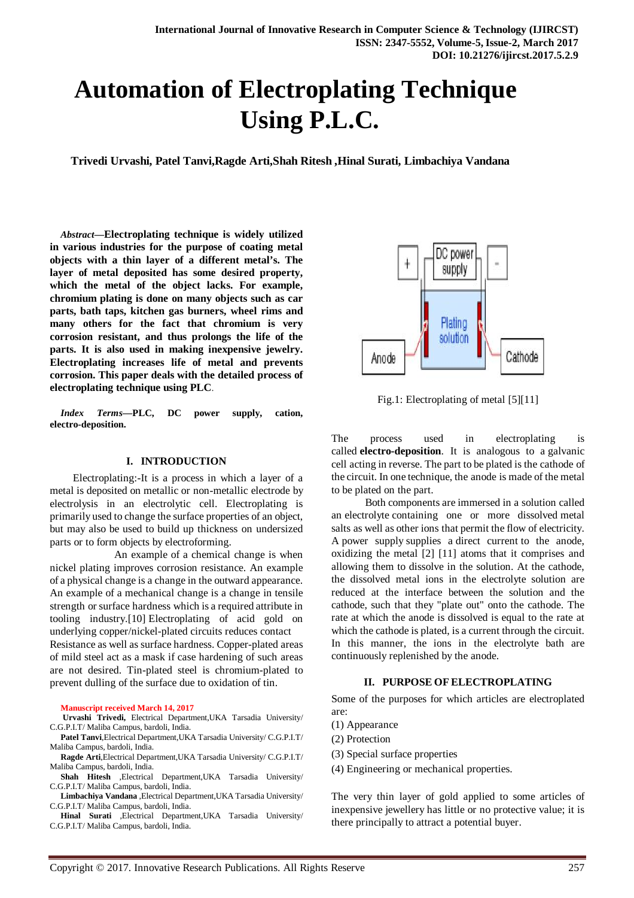# Automation of Electroplating Technique Using P.L.C.

**Trivedi Urvashi, Patel Tanvi,Ragde Arti,Shah Ritesh ,Hinal Surati, Limbachiya Vandana**

***Abstract*—Electroplating technique is widely utilized in various industries for the purpose of coating metal objects with a thin layer of a different metal's. The layer of metal deposited has some desired property, which the metal of the object lacks. For example, chromium plating is done on many objects such as car parts, bath taps, kitchen gas burners, wheel rims and many others for the fact that chromium is very corrosion resistant, and thus prolongs the life of the parts. It is also used in making inexpensive jewelry. Electroplating increases life of metal and prevents corrosion. This paper deals with the detailed process of electroplating technique using PLC**.

***Index Terms*—PLC, DC power supply, cation, electro-deposition.**

## I. INTRODUCTION

Electroplating:-It is a process in which a layer of a metal is deposited on metallic or non-metallic electrode by electrolysis in an electrolytic cell. Electroplating is primarily used to change the surface properties of an object, but may also be used to build up thickness on undersized parts or to form objects by electroforming.

An example of a chemical change is when nickel plating improves corrosion resistance. An example of a physical change is a change in the outward appearance. An example of a mechanical change is a change in tensile strength or surface hardness which is a required attribute in tooling industry.[10] Electroplating of acid gold on underlying copper/nickel-plated circuits reduces contact Resistance as well as surface hardness. Copper-plated areas of mild steel act as a mask if case hardening of such areas are not desired. Tin-plated steel is chromium-plated to prevent dulling of the surface due to oxidation of tin.

Manuscript received March 14, 2017

**Urvashi Trivedi,** Electrical Department,UKA Tarsadia University/ C.G.P.I.T/ Maliba Campus, bardoli, India.

**Patel Tanvi**,Electrical Department,UKA Tarsadia University/ C.G.P.I.T/ Maliba Campus, bardoli, India.

**Ragde Arti**,Electrical Department,UKA Tarsadia University/ C.G.P.I.T/ Maliba Campus, bardoli, India.

**Shah Hitesh** ,Electrical Department,UKA Tarsadia University/ C.G.P.I.T/ Maliba Campus, bardoli, India.

**Limbachiya Vandana** ,Electrical Department,UKA Tarsadia University/ C.G.P.I.T/ Maliba Campus, bardoli, India.

**Hinal Surati** ,Electrical Department,UKA Tarsadia University/ C.G.P.I.T/ Maliba Campus, bardoli, India.

Fig.1: Electroplating of metal [5][11]

The process used in electroplating is called **electro-deposition**. It is analogous to a galvanic cell acting in reverse. The part to be plated is the cathode of the circuit. In one technique, the anode is made of the metal to be plated on the part.

Both components are immersed in a solution called an electrolyte containing one or more dissolved metal salts as well as other ions that permit the flow of electricity. A power supply supplies a direct current to the anode, oxidizing the metal [2] [11] atoms that it comprises and allowing them to dissolve in the solution. At the cathode, the dissolved metal ions in the electrolyte solution are reduced at the interface between the solution and the cathode, such that they "plate out" onto the cathode. The rate at which the anode is dissolved is equal to the rate at which the cathode is plated, is a current through the circuit. In this manner, the ions in the electrolyte bath are continuously replenished by the anode.

## II. PURPOSE OF ELECTROPLATING

Some of the purposes for which articles are electroplated are:

(1) Appearance

(2) Protection

(3) Special surface properties

(4) Engineering or mechanical properties.

The very thin layer of gold applied to some articles of inexpensive jewellery has little or no protective value; it is there principally to attract a potential buyer.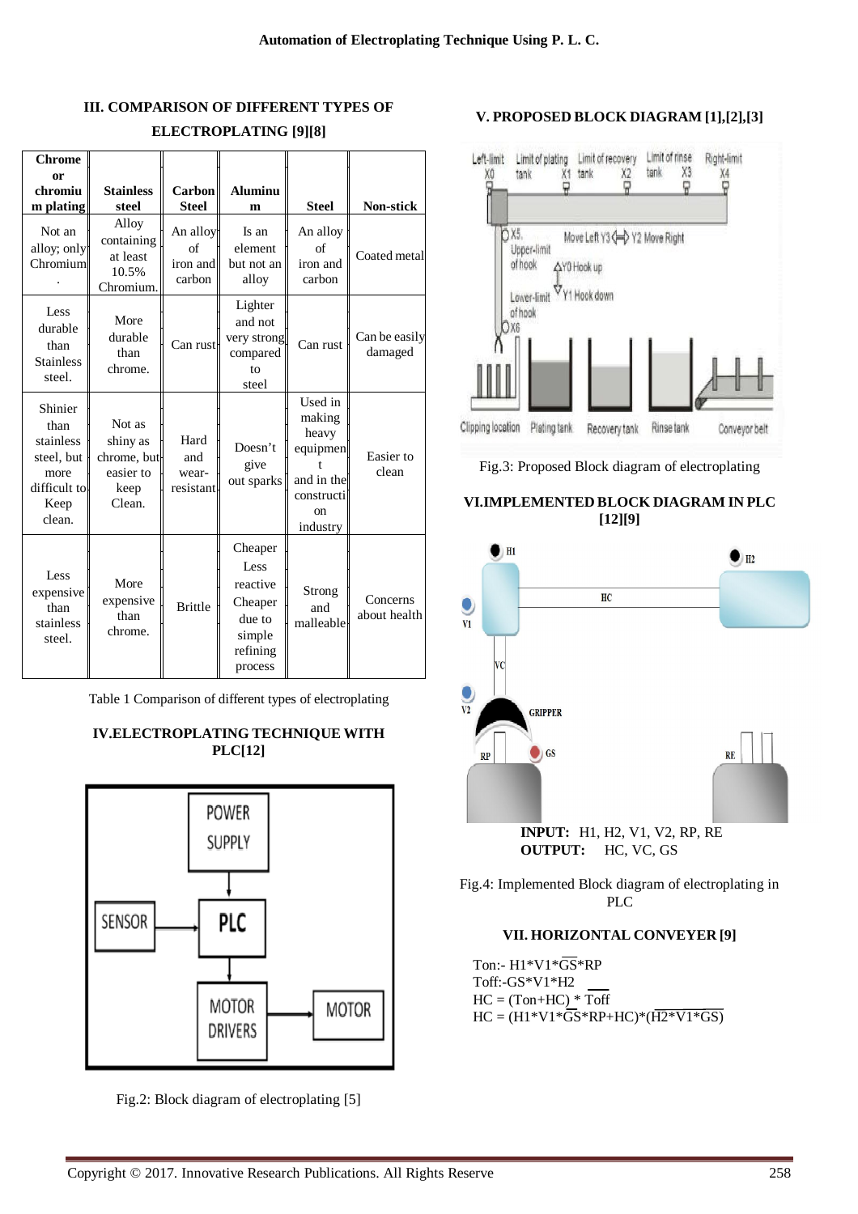## III. COMPARISON OF DIFFERENT TYPES OF ELECTROPLATING [9][8]

| Chrome or chromium plating | Stainless steel | Carbon Steel | Aluminum | Steel | Non-stick |
|---|---|---|---|---|---|
| Not an alloy; only Chromium. | Alloy containing at least 10.5% Chromium. | An alloy of iron and carbon | Is an element but not an alloy | An alloy of iron and carbon | Coated metal |
| Less durable than Stainless steel. | More durable than chrome. | Can rust | Lighter and not very strong compared to steel | Can rust | Can be easily damaged |
| Shinier than stainless steel, but more difficult to Keep clean. | Not as shiny as chrome, but easier to keep Clean. | Hard and wear-resistant | Doesn't give out sparks | Used in making heavy equipment and in the construction industry | Easier to clean |
| Less expensive than stainless steel. | More expensive than chrome. | Brittle | Cheaper Less reactive Cheaper due to simple refining process | Strong and malleable | Concerns about health |

Table 1 Comparison of different types of electroplating

## IV. ELECTROPLATING TECHNIQUE WITH PLC[12]

Fig.2: Block diagram of electroplating [5]

## V. PROPOSED BLOCK DIAGRAM [1],[2],[3]

Fig.3: Proposed Block diagram of electroplating

## VI. IMPLEMENTED BLOCK DIAGRAM IN PLC [12][9]

**INPUT:** H1, H2, V1, V2, RP, RE
**OUTPUT:** HC, VC, GS

Fig.4: Implemented Block diagram of electroplating in PLC

## VII. HORIZONTAL CONVEYER [9]

Ton:- $H1*V1*\overline{GS}*RP$

Toff:-$GS*V1*H2$

$HC = (Ton+HC) * \overline{Toff}$

$HC = (H1*V1*\overline{GS}*RP+HC)*(\overline{H2*V1*GS})$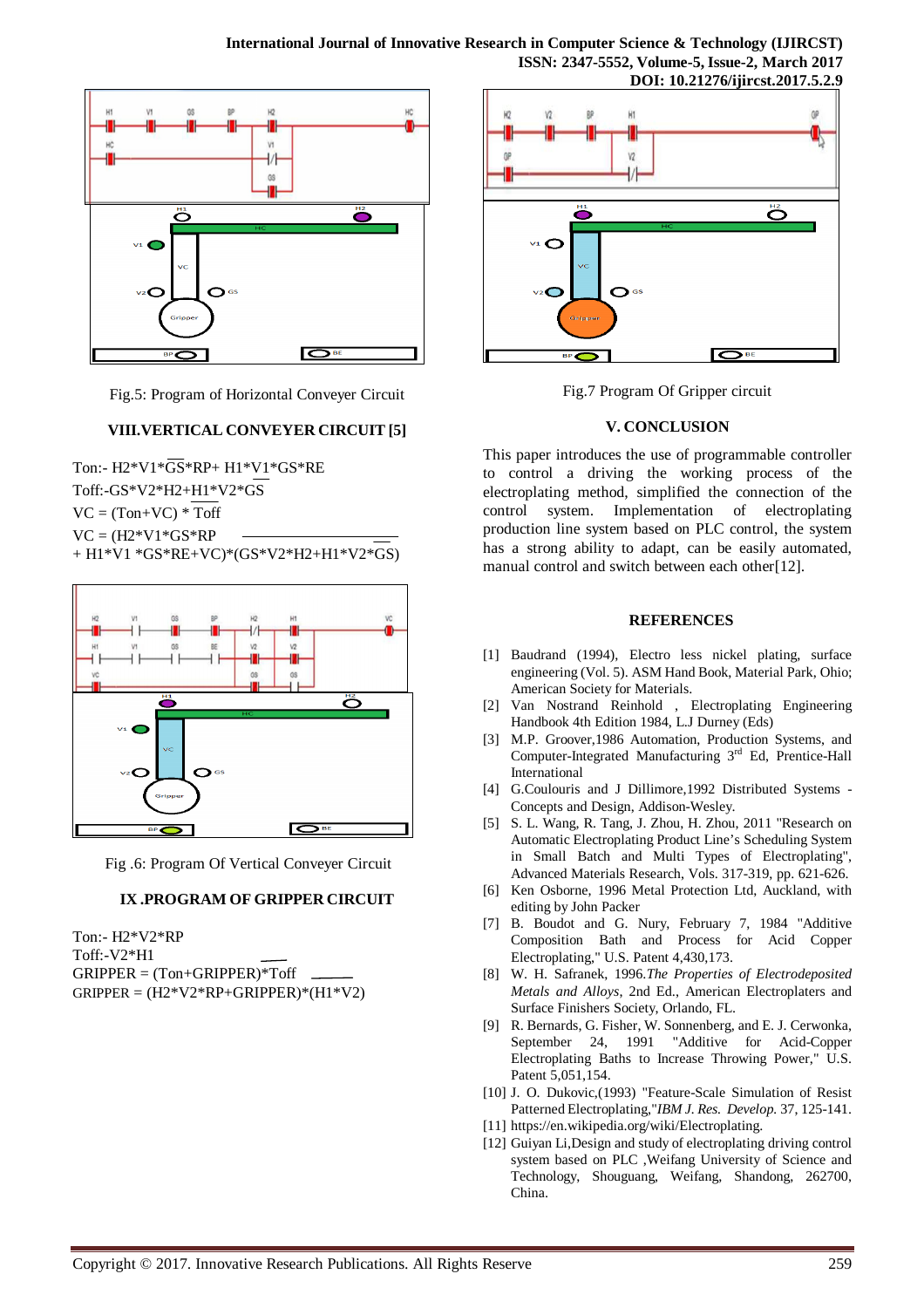Fig.5: Program of Horizontal Conveyer Circuit

## VIII.VERTICAL CONVEYER CIRCUIT [5]

Ton:- $H2*V1*\overline{GS}*RP+ H1*\overline{V1}*GS*RE$

Toff:-$GS*V2*H2+\overline{H1}*V2*GS$

VC = (Ton+VC) * $\overline{Toff}$

$VC = (H2*V1*GS*RP + H1*V1 *GS*RE+VC)*\overline{(GS*V2*H2+H1*\overline{V2}*GS)}$

Fig .6: Program Of Vertical Conveyer Circuit

## IX .PROGRAM OF GRIPPER CIRCUIT

Ton:- H2*V2*RP

Toff:-$V2*\overline{H1}$

GRIPPER = (Ton+GRIPPER)*$\overline{Toff}$

GRIPPER = $(H2*V2*RP+GRIPPER)*\overline{(H1*V2)}$

Fig.7 Program Of Gripper circuit

## V. CONCLUSION

This paper introduces the use of programmable controller to control a driving the working process of the electroplating method, simplified the connection of the control system. Implementation of electroplating production line system based on PLC control, the system has a strong ability to adapt, can be easily automated, manual control and switch between each other[12].

## REFERENCES

[1] Baudrand (1994), Electro less nickel plating, surface engineering (Vol. 5). ASM Hand Book, Material Park, Ohio; American Society for Materials.

[2] Van Nostrand Reinhold , Electroplating Engineering Handbook 4th Edition 1984, L.J Durney (Eds)

[3] M.P. Groover,1986 Automation, Production Systems, and Computer-Integrated Manufacturing 3rd Ed, Prentice-Hall International

[4] G.Coulouris and J Dillimore,1992 Distributed Systems - Concepts and Design, Addison-Wesley.

[5] S. L. Wang, R. Tang, J. Zhou, H. Zhou, 2011 "Research on Automatic Electroplating Product Line's Scheduling System in Small Batch and Multi Types of Electroplating", Advanced Materials Research, Vols. 317-319, pp. 621-626.

[6] Ken Osborne, 1996 Metal Protection Ltd, Auckland, with editing by John Packer

[7] B. Boudot and G. Nury, February 7, 1984 "Additive Composition Bath and Process for Acid Copper Electroplating," U.S. Patent 4,430,173.

[8] W. H. Safranek, 1996.*The Properties of Electrodeposited Metals and Alloys*, 2nd Ed., American Electroplaters and Surface Finishers Society, Orlando, FL.

[9] R. Bernards, G. Fisher, W. Sonnenberg, and E. J. Cerwonka, September 24, 1991 "Additive for Acid-Copper Electroplating Baths to Increase Throwing Power," U.S. Patent 5,051,154.

[10] J. O. Dukovic,(1993) "Feature-Scale Simulation of Resist Patterned Electroplating,"*IBM J. Res. Develop.* 37, 125-141.

[11] https://en.wikipedia.org/wiki/Electroplating.

[12] Guiyan Li,Design and study of electroplating driving control system based on PLC ,Weifang University of Science and Technology, Shouguang, Weifang, Shandong, 262700, China.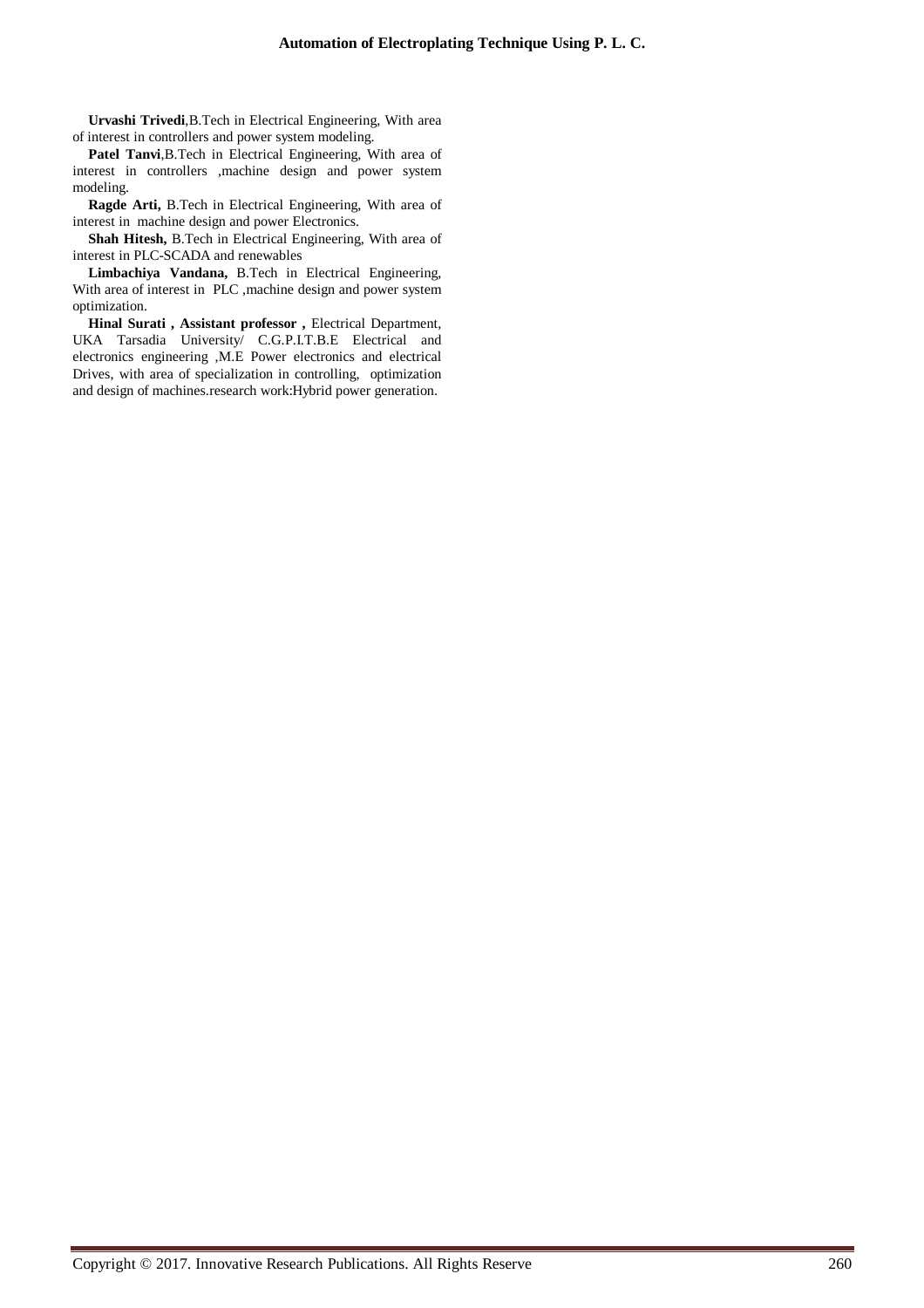**Urvashi Trivedi**,B.Tech in Electrical Engineering, With area of interest in controllers and power system modeling.

**Patel Tanvi**,B.Tech in Electrical Engineering, With area of interest in controllers ,machine design and power system modeling.

**Ragde Arti,** B.Tech in Electrical Engineering, With area of interest in machine design and power Electronics.

**Shah Hitesh,** B.Tech in Electrical Engineering, With area of interest in PLC-SCADA and renewables

**Limbachiya Vandana,** B.Tech in Electrical Engineering, With area of interest in PLC ,machine design and power system optimization.

**Hinal Surati , Assistant professor ,** Electrical Department, UKA Tarsadia University/ C.G.P.I.T.B.E Electrical and electronics engineering ,M.E Power electronics and electrical Drives, with area of specialization in controlling, optimization and design of machines.research work:Hybrid power generation.